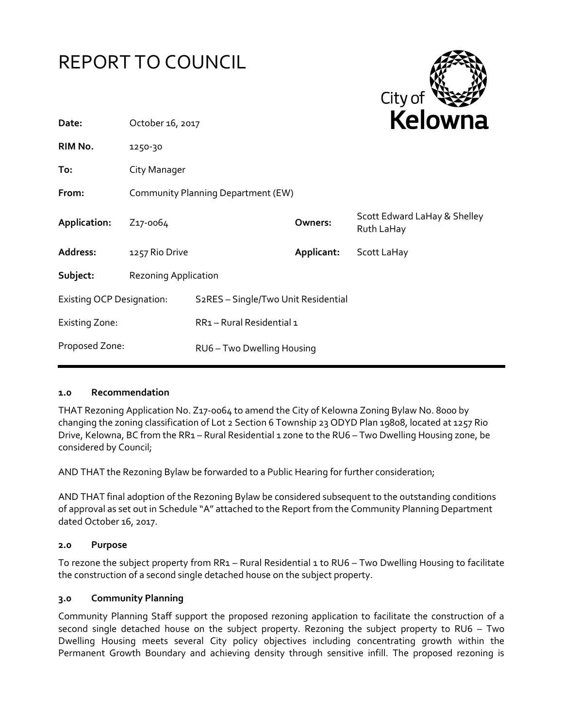# REPORT TO COUNCIL

City of **Kelowna**

| | | | |
|---|---|---|---|
| **Date:** | October 16, 2017 | | |
| **RIM No.** | 1250-30 | | |
| **To:** | City Manager | | |
| **From:** | Community Planning Department (EW) | | |
| **Application:** | Z17-0064 | **Owners:** | Scott Edward LaHay & Shelley Ruth LaHay |
| **Address:** | 1257 Rio Drive | **Applicant:** | Scott LaHay |
| **Subject:** | Rezoning Application | | |
| Existing OCP Designation: | S2RES – Single/Two Unit Residential | | |
| Existing Zone: | RR1 – Rural Residential 1 | | |
| Proposed Zone: | RU6 – Two Dwelling Housing | | |

## 1.0 Recommendation

THAT Rezoning Application No. Z17-0064 to amend the City of Kelowna Zoning Bylaw No. 8000 by changing the zoning classification of Lot 2 Section 6 Township 23 ODYD Plan 19808, located at 1257 Rio Drive, Kelowna, BC from the RR1 – Rural Residential 1 zone to the RU6 – Two Dwelling Housing zone, be considered by Council;

AND THAT the Rezoning Bylaw be forwarded to a Public Hearing for further consideration;

AND THAT final adoption of the Rezoning Bylaw be considered subsequent to the outstanding conditions of approval as set out in Schedule "A" attached to the Report from the Community Planning Department dated October 16, 2017.

## 2.0 Purpose

To rezone the subject property from RR1 – Rural Residential 1 to RU6 – Two Dwelling Housing to facilitate the construction of a second single detached house on the subject property.

## 3.0 Community Planning

Community Planning Staff support the proposed rezoning application to facilitate the construction of a second single detached house on the subject property. Rezoning the subject property to RU6 – Two Dwelling Housing meets several City policy objectives including concentrating growth within the Permanent Growth Boundary and achieving density through sensitive infill. The proposed rezoning is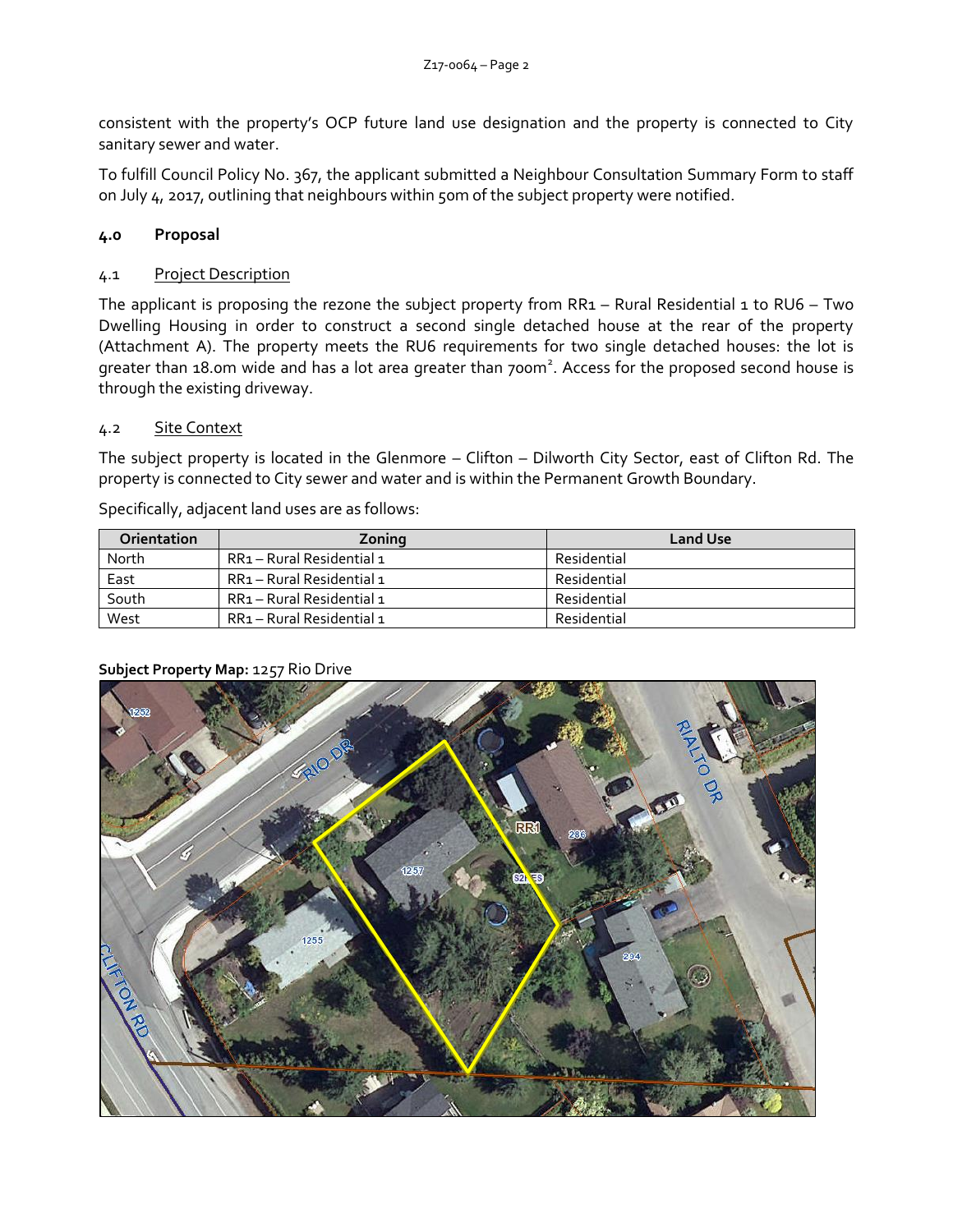consistent with the property's OCP future land use designation and the property is connected to City sanitary sewer and water.

To fulfill Council Policy No. 367, the applicant submitted a Neighbour Consultation Summary Form to staff on July 4, 2017, outlining that neighbours within 50m of the subject property were notified.

## 4.0 Proposal

### 4.1 Project Description

The applicant is proposing the rezone the subject property from RR1 – Rural Residential 1 to RU6 – Two Dwelling Housing in order to construct a second single detached house at the rear of the property (Attachment A). The property meets the RU6 requirements for two single detached houses: the lot is greater than 18.0m wide and has a lot area greater than 700m². Access for the proposed second house is through the existing driveway.

### 4.2 Site Context

The subject property is located in the Glenmore – Clifton – Dilworth City Sector, east of Clifton Rd. The property is connected to City sewer and water and is within the Permanent Growth Boundary.

Specifically, adjacent land uses are as follows:

| Orientation | Zoning | Land Use |
|---|---|---|
| North | RR1 – Rural Residential 1 | Residential |
| East | RR1 – Rural Residential 1 | Residential |
| South | RR1 – Rural Residential 1 | Residential |
| West | RR1 – Rural Residential 1 | Residential |

**Subject Property Map:** 1257 Rio Drive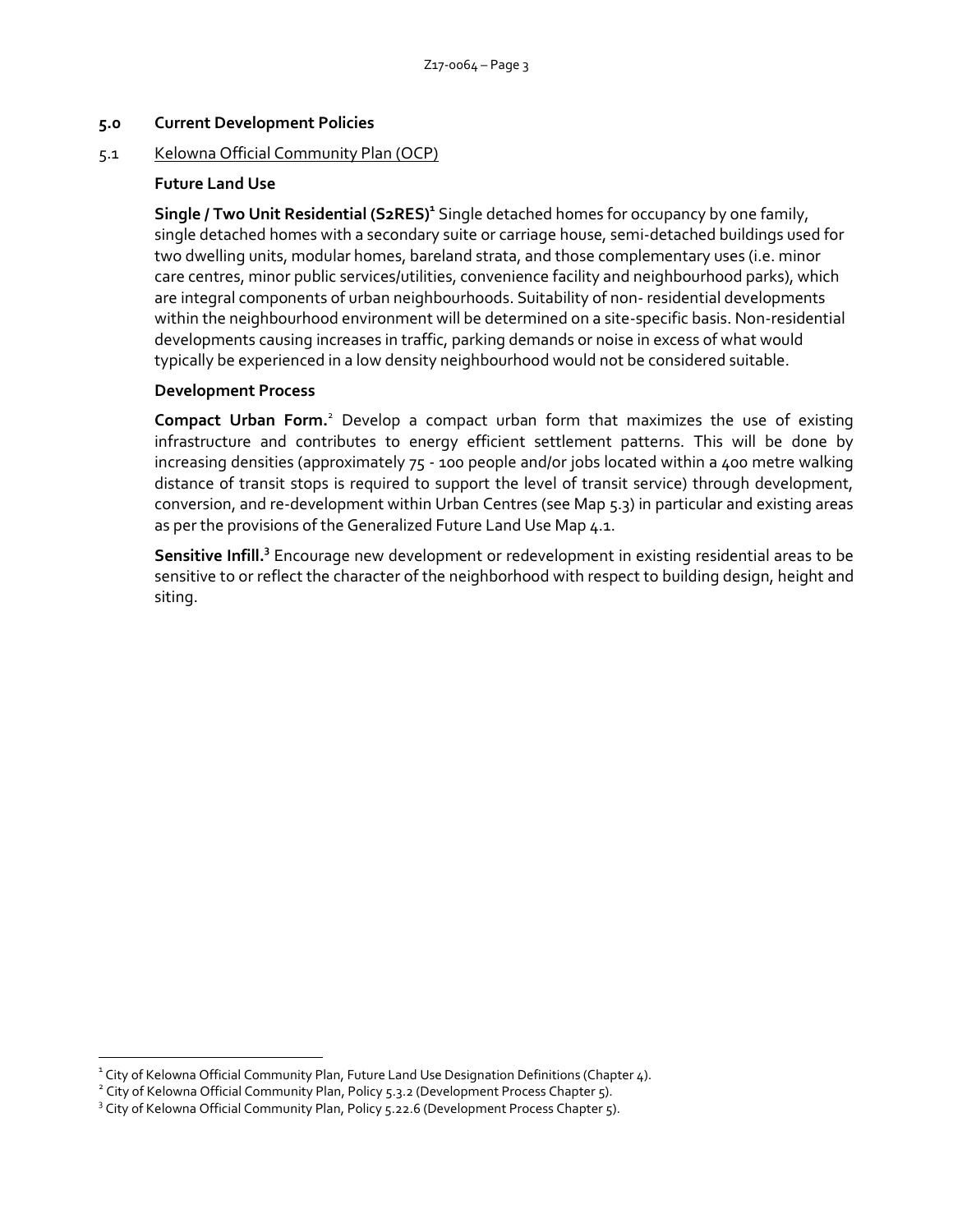## 5.0 Current Development Policies

### 5.1 Kelowna Official Community Plan (OCP)

**Future Land Use**

**Single / Two Unit Residential (S2RES)**[1] Single detached homes for occupancy by one family, single detached homes with a secondary suite or carriage house, semi-detached buildings used for two dwelling units, modular homes, bareland strata, and those complementary uses (i.e. minor care centres, minor public services/utilities, convenience facility and neighbourhood parks), which are integral components of urban neighbourhoods. Suitability of non- residential developments within the neighbourhood environment will be determined on a site-specific basis. Non-residential developments causing increases in traffic, parking demands or noise in excess of what would typically be experienced in a low density neighbourhood would not be considered suitable.

**Development Process**

**Compact Urban Form.**[2] Develop a compact urban form that maximizes the use of existing infrastructure and contributes to energy efficient settlement patterns. This will be done by increasing densities (approximately 75 - 100 people and/or jobs located within a 400 metre walking distance of transit stops is required to support the level of transit service) through development, conversion, and re-development within Urban Centres (see Map 5.3) in particular and existing areas as per the provisions of the Generalized Future Land Use Map 4.1.

**Sensitive Infill.**[3] Encourage new development or redevelopment in existing residential areas to be sensitive to or reflect the character of the neighborhood with respect to building design, height and siting.

---

[1] City of Kelowna Official Community Plan, Future Land Use Designation Definitions (Chapter 4).

[2] City of Kelowna Official Community Plan, Policy 5.3.2 (Development Process Chapter 5).

[3] City of Kelowna Official Community Plan, Policy 5.22.6 (Development Process Chapter 5).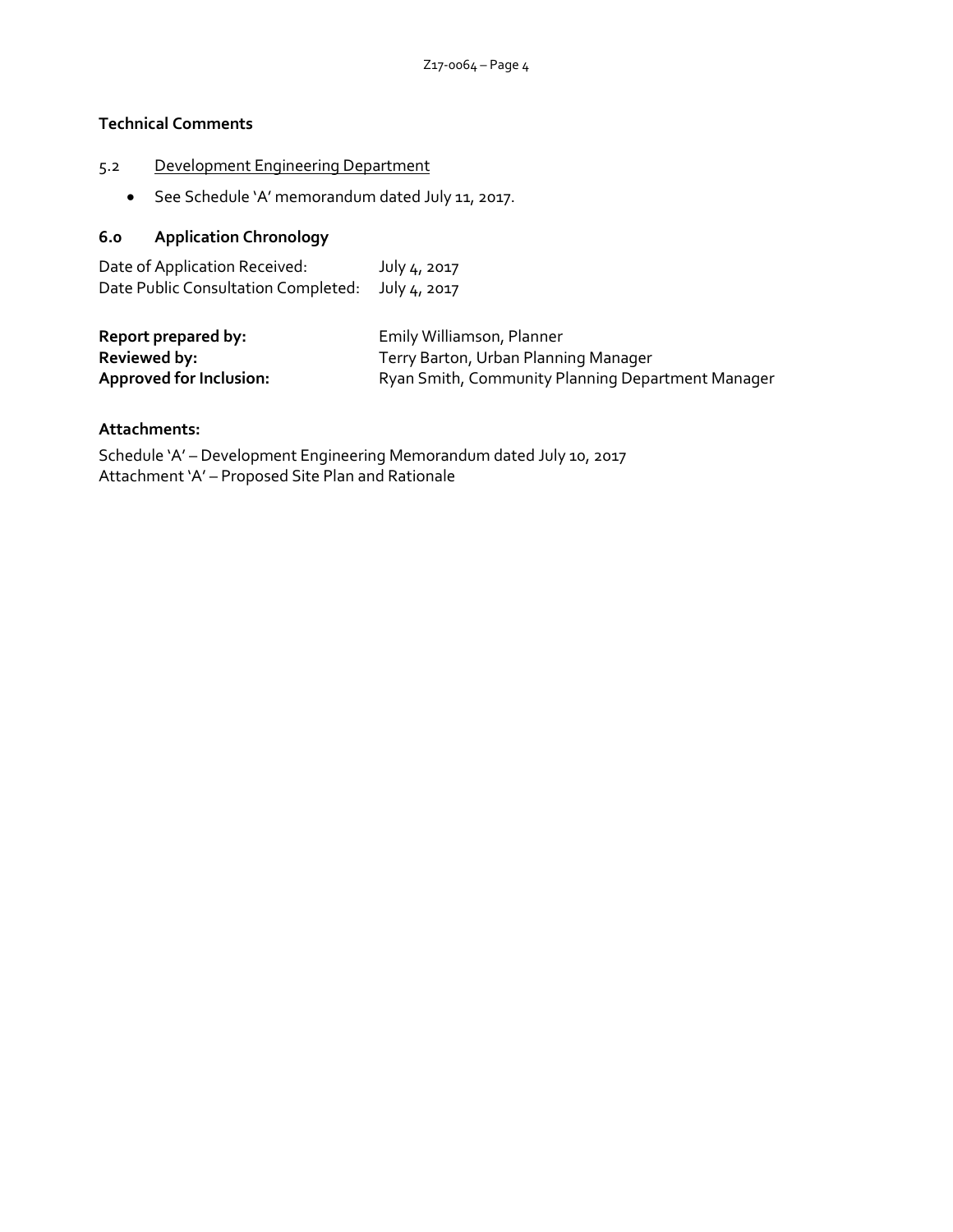**Technical Comments**

5.2 Development Engineering Department

- See Schedule 'A' memorandum dated July 11, 2017.

## 6.0 Application Chronology

Date of Application Received: July 4, 2017
Date Public Consultation Completed: July 4, 2017

**Report prepared by:** Emily Williamson, Planner
**Reviewed by:** Terry Barton, Urban Planning Manager
**Approved for Inclusion:** Ryan Smith, Community Planning Department Manager

**Attachments:**

Schedule 'A' – Development Engineering Memorandum dated July 10, 2017
Attachment 'A' – Proposed Site Plan and Rationale